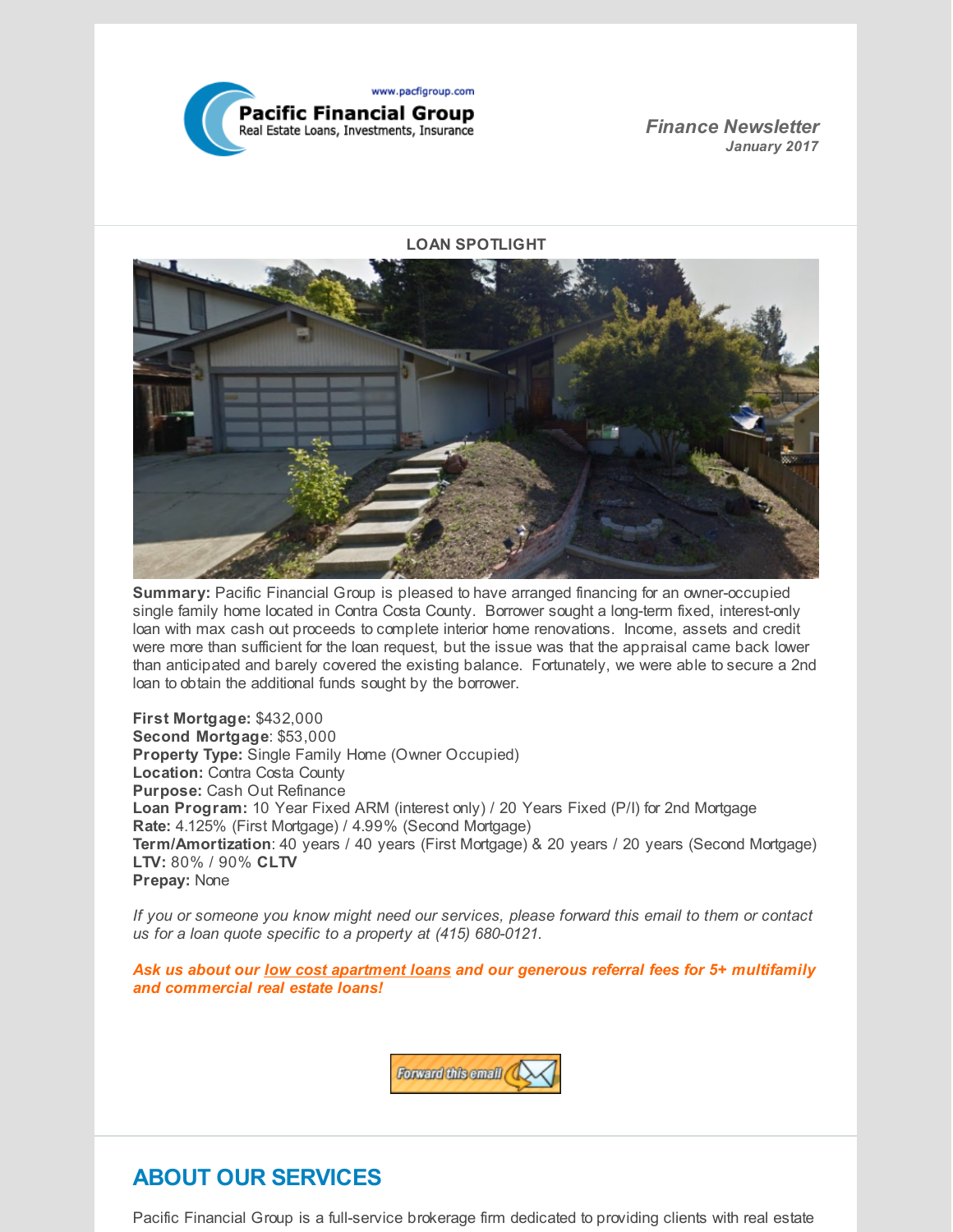www.pacfigroup.com

**Pacific Financial Group**
Real Estate Loans, Investments, Insurance

***Finance Newsletter***
***January 2017***

**LOAN SPOTLIGHT**

**Summary:** Pacific Financial Group is pleased to have arranged financing for an owner-occupied single family home located in Contra Costa County. Borrower sought a long-term fixed, interest-only loan with max cash out proceeds to complete interior home renovations. Income, assets and credit were more than sufficient for the loan request, but the issue was that the appraisal came back lower than anticipated and barely covered the existing balance. Fortunately, we were able to secure a 2nd loan to obtain the additional funds sought by the borrower.

**First Mortgage:** $432,000
**Second Mortgage**: $53,000
**Property Type:** Single Family Home (Owner Occupied)
**Location:** Contra Costa County
**Purpose:** Cash Out Refinance
**Loan Program:** 10 Year Fixed ARM (interest only) / 20 Years Fixed (P/I) for 2nd Mortgage
**Rate:** 4.125% (First Mortgage) / 4.99% (Second Mortgage)
**Term/Amortization**: 40 years / 40 years (First Mortgage) & 20 years / 20 years (Second Mortgage)
**LTV:** 80% / 90% **CLTV**
**Prepay:** None

*If you or someone you know might need our services, please forward this email to them or contact us for a loan quote specific to a property at (415) 680-0121.*

***Ask us about our low cost apartment loans and our generous referral fees for 5+ multifamily and commercial real estate loans!***

Forward this email

## ABOUT OUR SERVICES

Pacific Financial Group is a full-service brokerage firm dedicated to providing clients with real estate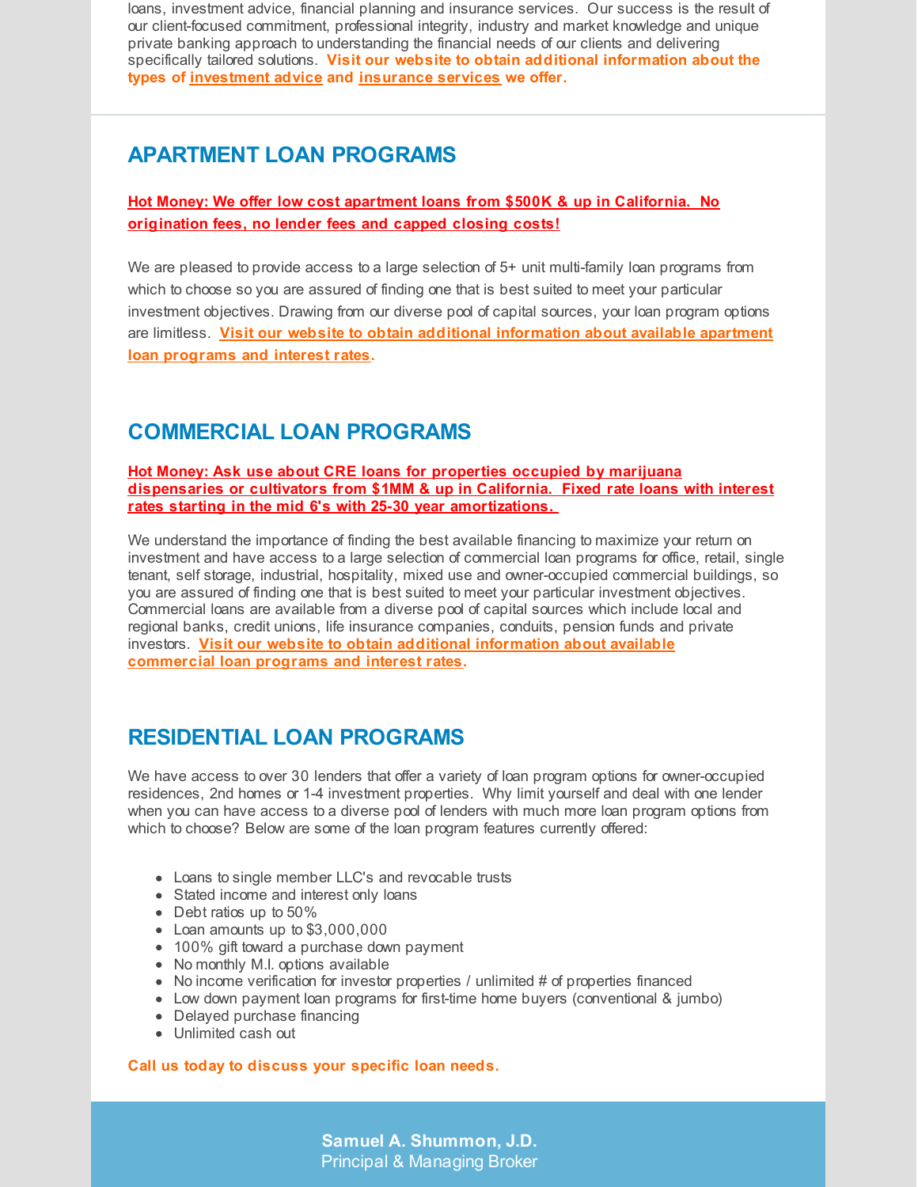loans, investment advice, financial planning and insurance services. Our success is the result of our client-focused commitment, professional integrity, industry and market knowledge and unique private banking approach to understanding the financial needs of our clients and delivering specifically tailored solutions. **Visit our website to obtain additional information about the types of investment advice and insurance services we offer.**

## APARTMENT LOAN PROGRAMS

**Hot Money: We offer low cost apartment loans from $500K & up in California. No origination fees, no lender fees and capped closing costs!**

We are pleased to provide access to a large selection of 5+ unit multi-family loan programs from which to choose so you are assured of finding one that is best suited to meet your particular investment objectives. Drawing from our diverse pool of capital sources, your loan program options are limitless. **Visit our website to obtain additional information about available apartment loan programs and interest rates.**

## COMMERCIAL LOAN PROGRAMS

**Hot Money: Ask use about CRE loans for properties occupied by marijuana dispensaries or cultivators from $1MM & up in California. Fixed rate loans with interest rates starting in the mid 6's with 25-30 year amortizations.**

We understand the importance of finding the best available financing to maximize your return on investment and have access to a large selection of commercial loan programs for office, retail, single tenant, self storage, industrial, hospitality, mixed use and owner-occupied commercial buildings, so you are assured of finding one that is best suited to meet your particular investment objectives. Commercial loans are available from a diverse pool of capital sources which include local and regional banks, credit unions, life insurance companies, conduits, pension funds and private investors. **Visit our website to obtain additional information about available commercial loan programs and interest rates.**

## RESIDENTIAL LOAN PROGRAMS

We have access to over 30 lenders that offer a variety of loan program options for owner-occupied residences, 2nd homes or 1-4 investment properties. Why limit yourself and deal with one lender when you can have access to a diverse pool of lenders with much more loan program options from which to choose? Below are some of the loan program features currently offered:

- Loans to single member LLC's and revocable trusts
- Stated income and interest only loans
- Debt ratios up to 50%
- Loan amounts up to $3,000,000
- 100% gift toward a purchase down payment
- No monthly M.I. options available
- No income verification for investor properties / unlimited # of properties financed
- Low down payment loan programs for first-time home buyers (conventional & jumbo)
- Delayed purchase financing
- Unlimited cash out

**Call us today to discuss your specific loan needs.**

**Samuel A. Shummon, J.D.**
Principal & Managing Broker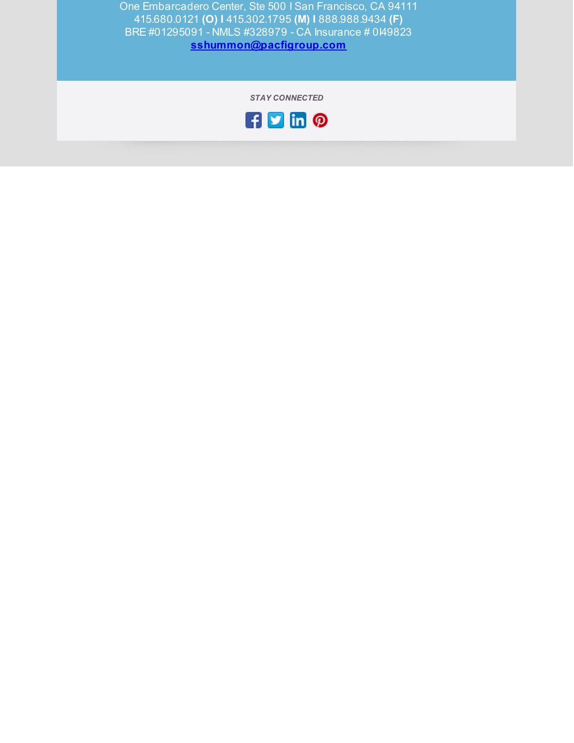One Embarcadero Center, Ste 500 I San Francisco, CA 94111
415.680.0121 **(O) I** 415.302.1795 **(M) I** 888.988.9434 **(F)**
BRE #01295091 - NMLS #328979 - CA Insurance # 0I49823
**sshummon@pacfigroup.com**

***STAY CONNECTED***